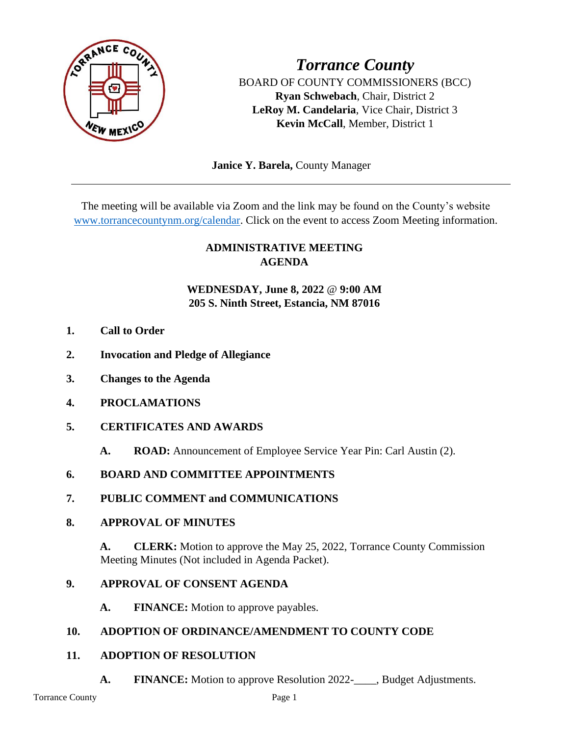# *Torrance County*

BOARD OF COUNTY COMMISSIONERS (BCC)
**Ryan Schwebach**, Chair, District 2
**LeRoy M. Candelaria**, Vice Chair, District 3
**Kevin McCall**, Member, District 1

**Janice Y. Barela,** County Manager

---

The meeting will be available via Zoom and the link may be found on the County's website www.torrancecountynm.org/calendar. Click on the event to access Zoom Meeting information.

## ADMINISTRATIVE MEETING AGENDA

**WEDNESDAY, June 8, 2022 @ 9:00 AM**
**205 S. Ninth Street, Estancia, NM 87016**

1. **Call to Order**

2. **Invocation and Pledge of Allegiance**

3. **Changes to the Agenda**

4. **PROCLAMATIONS**

5. **CERTIFICATES AND AWARDS**

   **A. ROAD:** Announcement of Employee Service Year Pin: Carl Austin (2).

6. **BOARD AND COMMITTEE APPOINTMENTS**

7. **PUBLIC COMMENT and COMMUNICATIONS**

8. **APPROVAL OF MINUTES**

   **A. CLERK:** Motion to approve the May 25, 2022, Torrance County Commission Meeting Minutes (Not included in Agenda Packet).

9. **APPROVAL OF CONSENT AGENDA**

   **A. FINANCE:** Motion to approve payables.

10. **ADOPTION OF ORDINANCE/AMENDMENT TO COUNTY CODE**

11. **ADOPTION OF RESOLUTION**

    **A. FINANCE:** Motion to approve Resolution 2022-____, Budget Adjustments.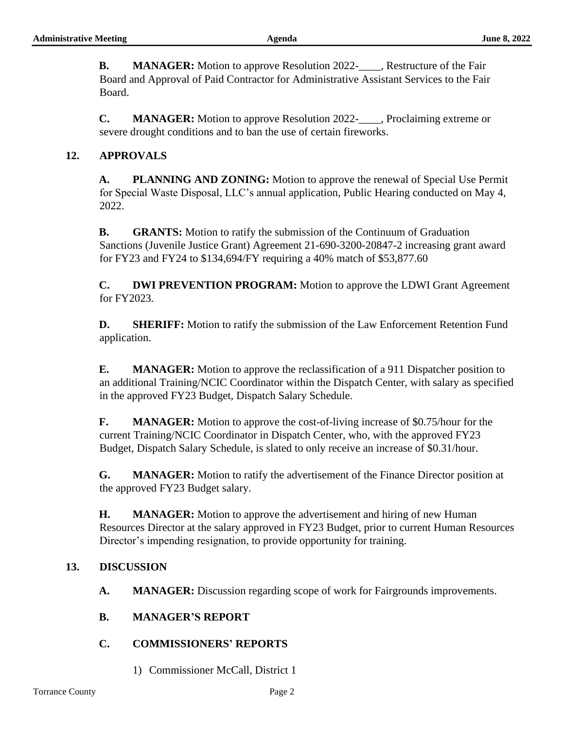**B. MANAGER:** Motion to approve Resolution 2022-____, Restructure of the Fair Board and Approval of Paid Contractor for Administrative Assistant Services to the Fair Board.

**C. MANAGER:** Motion to approve Resolution 2022-____, Proclaiming extreme or severe drought conditions and to ban the use of certain fireworks.

## 12. APPROVALS

**A. PLANNING AND ZONING:** Motion to approve the renewal of Special Use Permit for Special Waste Disposal, LLC's annual application, Public Hearing conducted on May 4, 2022.

**B. GRANTS:** Motion to ratify the submission of the Continuum of Graduation Sanctions (Juvenile Justice Grant) Agreement 21-690-3200-20847-2 increasing grant award for FY23 and FY24 to $134,694/FY requiring a 40% match of $53,877.60

**C. DWI PREVENTION PROGRAM:** Motion to approve the LDWI Grant Agreement for FY2023.

**D. SHERIFF:** Motion to ratify the submission of the Law Enforcement Retention Fund application.

**E. MANAGER:** Motion to approve the reclassification of a 911 Dispatcher position to an additional Training/NCIC Coordinator within the Dispatch Center, with salary as specified in the approved FY23 Budget, Dispatch Salary Schedule.

**F. MANAGER:** Motion to approve the cost-of-living increase of $0.75/hour for the current Training/NCIC Coordinator in Dispatch Center, who, with the approved FY23 Budget, Dispatch Salary Schedule, is slated to only receive an increase of $0.31/hour.

**G. MANAGER:** Motion to ratify the advertisement of the Finance Director position at the approved FY23 Budget salary.

**H. MANAGER:** Motion to approve the advertisement and hiring of new Human Resources Director at the salary approved in FY23 Budget, prior to current Human Resources Director's impending resignation, to provide opportunity for training.

## 13. DISCUSSION

**A. MANAGER:** Discussion regarding scope of work for Fairgrounds improvements.

**B. MANAGER'S REPORT**

**C. COMMISSIONERS' REPORTS**

1) Commissioner McCall, District 1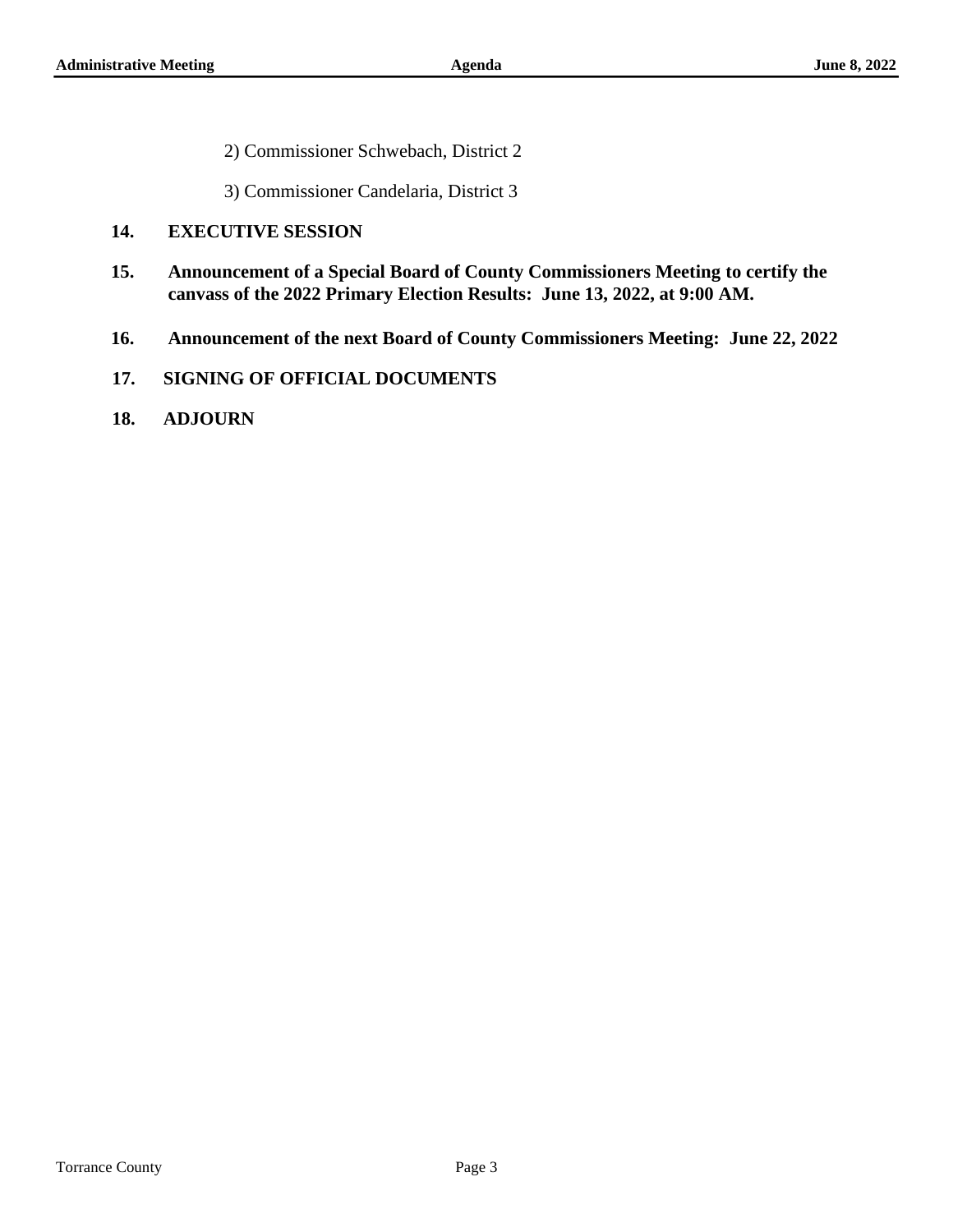2) Commissioner Schwebach, District 2

3) Commissioner Candelaria, District 3

**14. EXECUTIVE SESSION**

**15. Announcement of a Special Board of County Commissioners Meeting to certify the canvass of the 2022 Primary Election Results: June 13, 2022, at 9:00 AM.**

**16. Announcement of the next Board of County Commissioners Meeting: June 22, 2022**

**17. SIGNING OF OFFICIAL DOCUMENTS**

**18. ADJOURN**